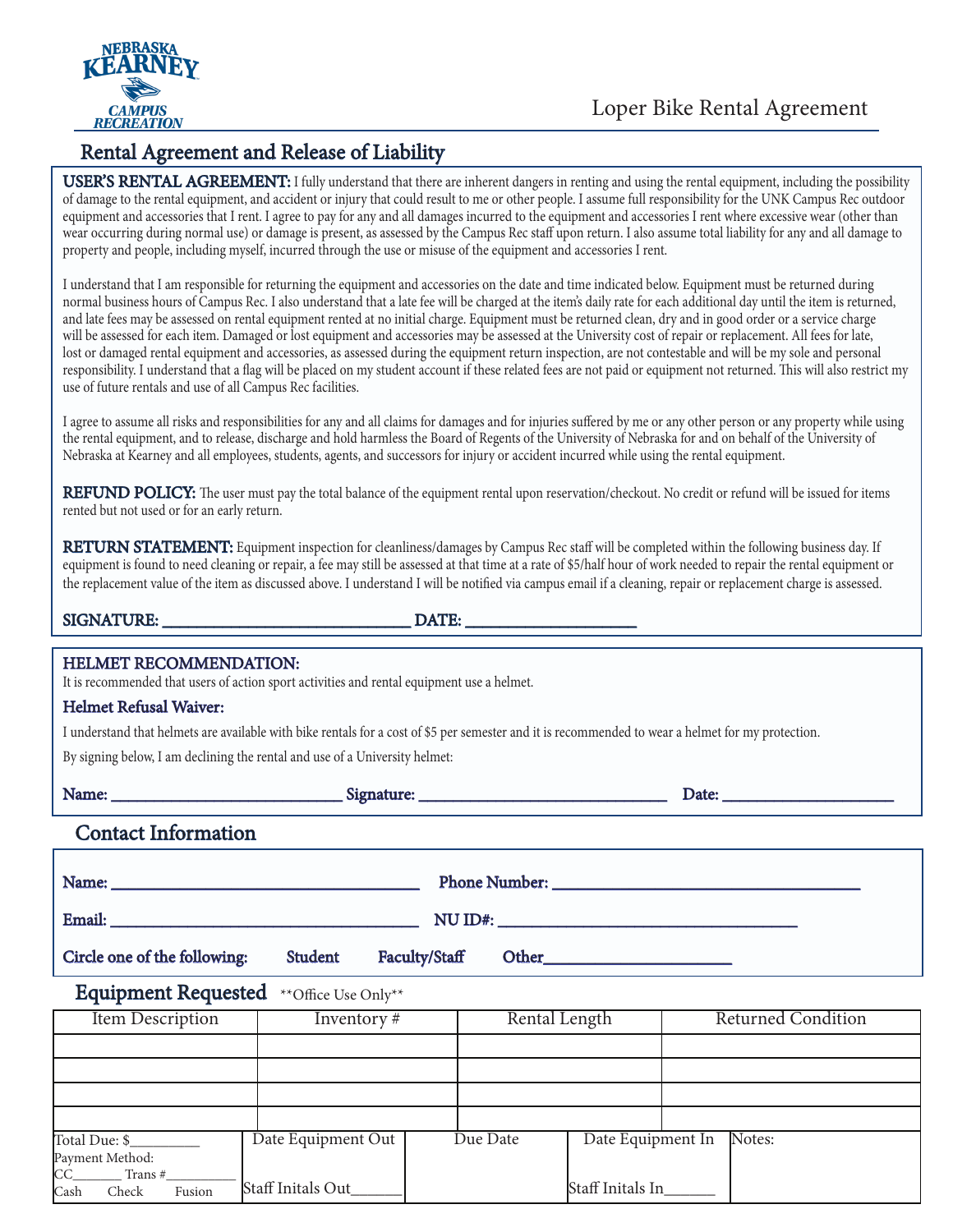NEBRASKA KEARNEY CAMPUS RECREATION

# Loper Bike Rental Agreement

## Rental Agreement and Release of Liability

**USER'S RENTAL AGREEMENT:** I fully understand that there are inherent dangers in renting and using the rental equipment, including the possibility of damage to the rental equipment, and accident or injury that could result to me or other people. I assume full responsibility for the UNK Campus Rec outdoor equipment and accessories that I rent. I agree to pay for any and all damages incurred to the equipment and accessories I rent where excessive wear (other than wear occurring during normal use) or damage is present, as assessed by the Campus Rec staff upon return. I also assume total liability for any and all damage to property and people, including myself, incurred through the use or misuse of the equipment and accessories I rent.

I understand that I am responsible for returning the equipment and accessories on the date and time indicated below. Equipment must be returned during normal business hours of Campus Rec. I also understand that a late fee will be charged at the item's daily rate for each additional day until the item is returned, and late fees may be assessed on rental equipment rented at no initial charge. Equipment must be returned clean, dry and in good order or a service charge will be assessed for each item. Damaged or lost equipment and accessories may be assessed at the University cost of repair or replacement. All fees for late, lost or damaged rental equipment and accessories, as assessed during the equipment return inspection, are not contestable and will be my sole and personal responsibility. I understand that a flag will be placed on my student account if these related fees are not paid or equipment not returned. This will also restrict my use of future rentals and use of all Campus Rec facilities.

I agree to assume all risks and responsibilities for any and all claims for damages and for injuries suffered by me or any other person or any property while using the rental equipment, and to release, discharge and hold harmless the Board of Regents of the University of Nebraska for and on behalf of the University of Nebraska at Kearney and all employees, students, agents, and successors for injury or accident incurred while using the rental equipment.

**REFUND POLICY:** The user must pay the total balance of the equipment rental upon reservation/checkout. No credit or refund will be issued for items rented but not used or for an early return.

**RETURN STATEMENT:** Equipment inspection for cleanliness/damages by Campus Rec staff will be completed within the following business day. If equipment is found to need cleaning or repair, a fee may still be assessed at that time at a rate of $5/half hour of work needed to repair the rental equipment or the replacement value of the item as discussed above. I understand I will be notified via campus email if a cleaning, repair or replacement charge is assessed.

**SIGNATURE:** ______________________________ **DATE:** ____________________

**HELMET RECOMMENDATION:**

It is recommended that users of action sport activities and rental equipment use a helmet.

**Helmet Refusal Waiver:**

I understand that helmets are available with bike rentals for a cost of $5 per semester and it is recommended to wear a helmet for my protection.

By signing below, I am declining the rental and use of a University helmet:

**Name:** ___________________________ **Signature:** _____________________________ **Date:** ____________________

## Contact Information

**Name:** ____________________________________ **Phone Number:** ____________________________________

**Email:** ____________________________________ **NU ID#:** ____________________________________

**Circle one of the following:** Student Faculty/Staff Other______________________

## Equipment Requested

**Office Use Only**

| Item Description | Inventory # | Rental Length | Returned Condition |
|---|---|---|---|
| | | | |
| | | | |
| | | | |
| | | | |

| Total Due: $_________ Payment Method: CC_______ Trans #__________ Cash Check Fusion | Date Equipment Out / Staff Initals Out______ | Due Date | Date Equipment In / Staff Initals In______ | Notes: |
|---|---|---|---|---|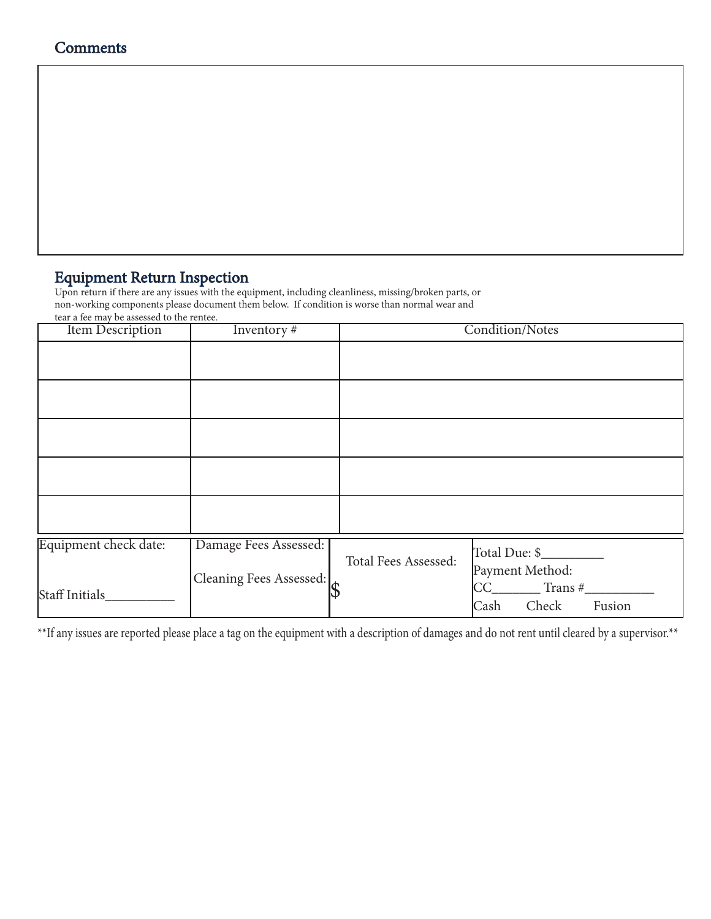## Comments

## Equipment Return Inspection

Upon return if there are any issues with the equipment, including cleanliness, missing/broken parts, or non-working components please document them below. If condition is worse than normal wear and tear a fee may be assessed to the rentee.

| Item Description | Inventory # | Condition/Notes |
| --- | --- | --- |
| | | |
| | | |
| | | |
| | | |
| | | |

| | | | | |
| --- | --- | --- | --- | --- |
| Equipment check date:<br><br>Staff Initials__________ | Damage Fees Assessed:<br><br>Cleaning Fees Assessed: | $ | Total Fees Assessed: | Total Due: $_________<br>Payment Method:<br>CC_______ Trans #__________<br>Cash Check Fusion |

**If any issues are reported please place a tag on the equipment with a description of damages and do not rent until cleared by a supervisor.**